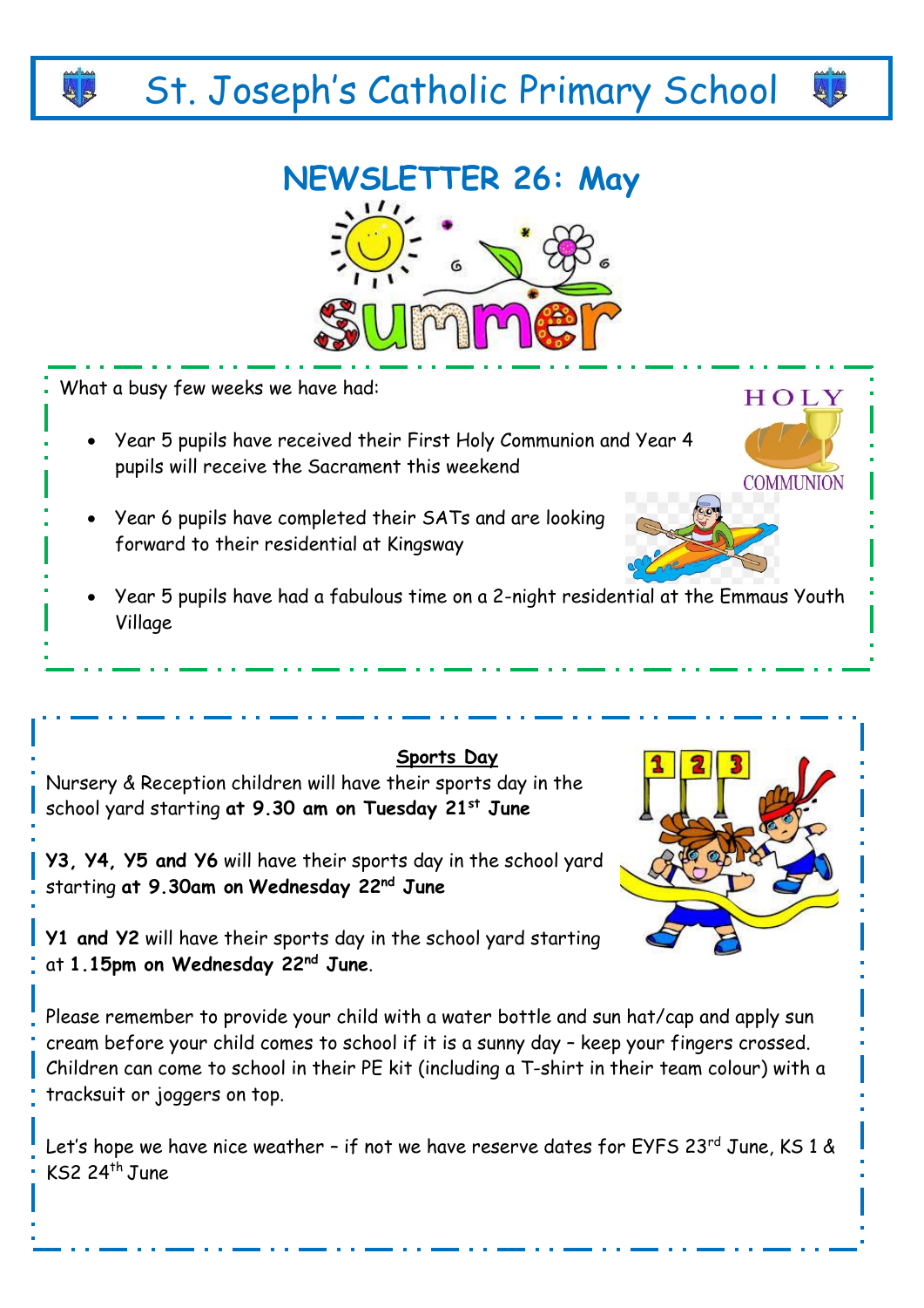# St. Joseph's Catholic Primary School

## NEWSLETTER 26: May

What a busy few weeks we have had:

- Year 5 pupils have received their First Holy Communion and Year 4 pupils will receive the Sacrament this weekend
- Year 6 pupils have completed their SATs and are looking forward to their residential at Kingsway
- Year 5 pupils have had a fabulous time on a 2-night residential at the Emmaus Youth Village

### Sports Day

Nursery & Reception children will have their sports day in the school yard starting **at 9.30 am on Tuesday 21st June**

**Y3, Y4, Y5 and Y6** will have their sports day in the school yard starting **at 9.30am on Wednesday 22nd June**

**Y1 and Y2** will have their sports day in the school yard starting at **1.15pm on Wednesday 22nd June**.

Please remember to provide your child with a water bottle and sun hat/cap and apply sun cream before your child comes to school if it is a sunny day – keep your fingers crossed. Children can come to school in their PE kit (including a T-shirt in their team colour) with a tracksuit or joggers on top.

Let's hope we have nice weather – if not we have reserve dates for EYFS 23rd June, KS 1 & KS2 24th June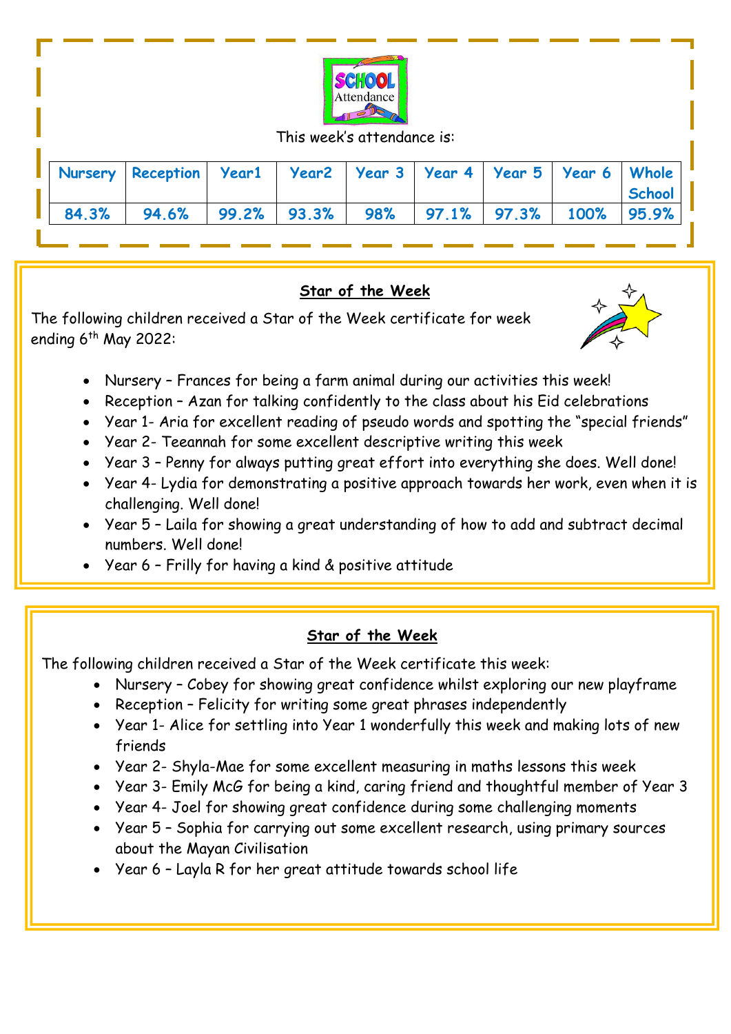This week's attendance is:

| Nursery | Reception | Year1 | Year2 | Year 3 | Year 4 | Year 5 | Year 6 | Whole School |
|---|---|---|---|---|---|---|---|---|
| 84.3% | 94.6% | 99.2% | 93.3% | 98% | 97.1% | 97.3% | 100% | 95.9% |

## Star of the Week

The following children received a Star of the Week certificate for week ending 6th May 2022:

- Nursery – Frances for being a farm animal during our activities this week!
- Reception – Azan for talking confidently to the class about his Eid celebrations
- Year 1- Aria for excellent reading of pseudo words and spotting the "special friends"
- Year 2- Teeannah for some excellent descriptive writing this week
- Year 3 – Penny for always putting great effort into everything she does. Well done!
- Year 4- Lydia for demonstrating a positive approach towards her work, even when it is challenging. Well done!
- Year 5 – Laila for showing a great understanding of how to add and subtract decimal numbers. Well done!
- Year 6 – Frilly for having a kind & positive attitude

## Star of the Week

The following children received a Star of the Week certificate this week:

- Nursery – Cobey for showing great confidence whilst exploring our new playframe
- Reception – Felicity for writing some great phrases independently
- Year 1- Alice for settling into Year 1 wonderfully this week and making lots of new friends
- Year 2- Shyla-Mae for some excellent measuring in maths lessons this week
- Year 3- Emily McG for being a kind, caring friend and thoughtful member of Year 3
- Year 4- Joel for showing great confidence during some challenging moments
- Year 5 – Sophia for carrying out some excellent research, using primary sources about the Mayan Civilisation
- Year 6 – Layla R for her great attitude towards school life